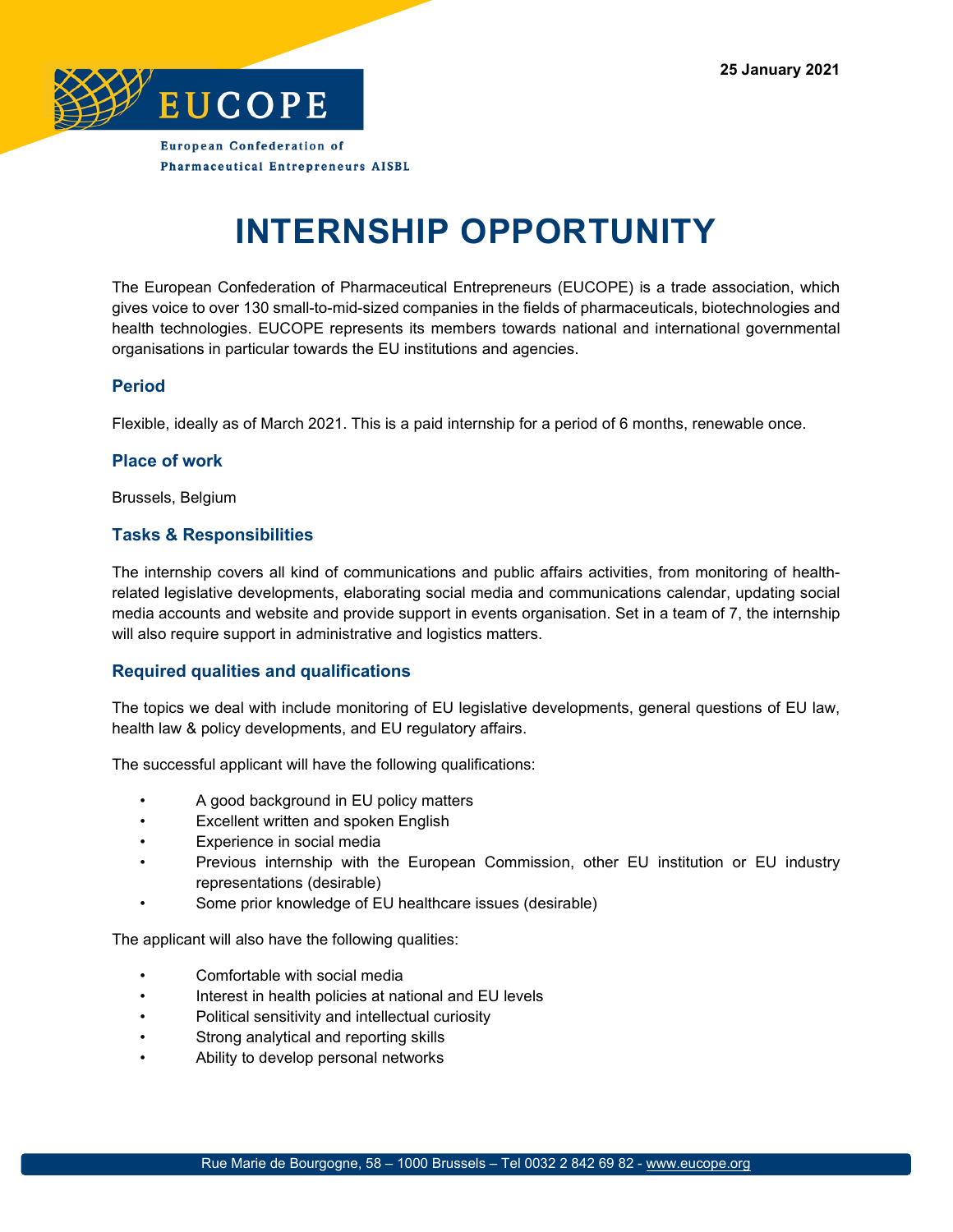25 January 2021

EUCOPE

European Confederation of Pharmaceutical Entrepreneurs AISBL

# INTERNSHIP OPPORTUNITY

The European Confederation of Pharmaceutical Entrepreneurs (EUCOPE) is a trade association, which gives voice to over 130 small-to-mid-sized companies in the fields of pharmaceuticals, biotechnologies and health technologies. EUCOPE represents its members towards national and international governmental organisations in particular towards the EU institutions and agencies.

### Period

Flexible, ideally as of March 2021. This is a paid internship for a period of 6 months, renewable once.

### Place of work

Brussels, Belgium

### Tasks & Responsibilities

The internship covers all kind of communications and public affairs activities, from monitoring of health-related legislative developments, elaborating social media and communications calendar, updating social media accounts and website and provide support in events organisation. Set in a team of 7, the internship will also require support in administrative and logistics matters.

### Required qualities and qualifications

The topics we deal with include monitoring of EU legislative developments, general questions of EU law, health law & policy developments, and EU regulatory affairs.

The successful applicant will have the following qualifications:

- A good background in EU policy matters
- Excellent written and spoken English
- Experience in social media
- Previous internship with the European Commission, other EU institution or EU industry representations (desirable)
- Some prior knowledge of EU healthcare issues (desirable)

The applicant will also have the following qualities:

- Comfortable with social media
- Interest in health policies at national and EU levels
- Political sensitivity and intellectual curiosity
- Strong analytical and reporting skills
- Ability to develop personal networks

Rue Marie de Bourgogne, 58 – 1000 Brussels – Tel 0032 2 842 69 82 - www.eucope.org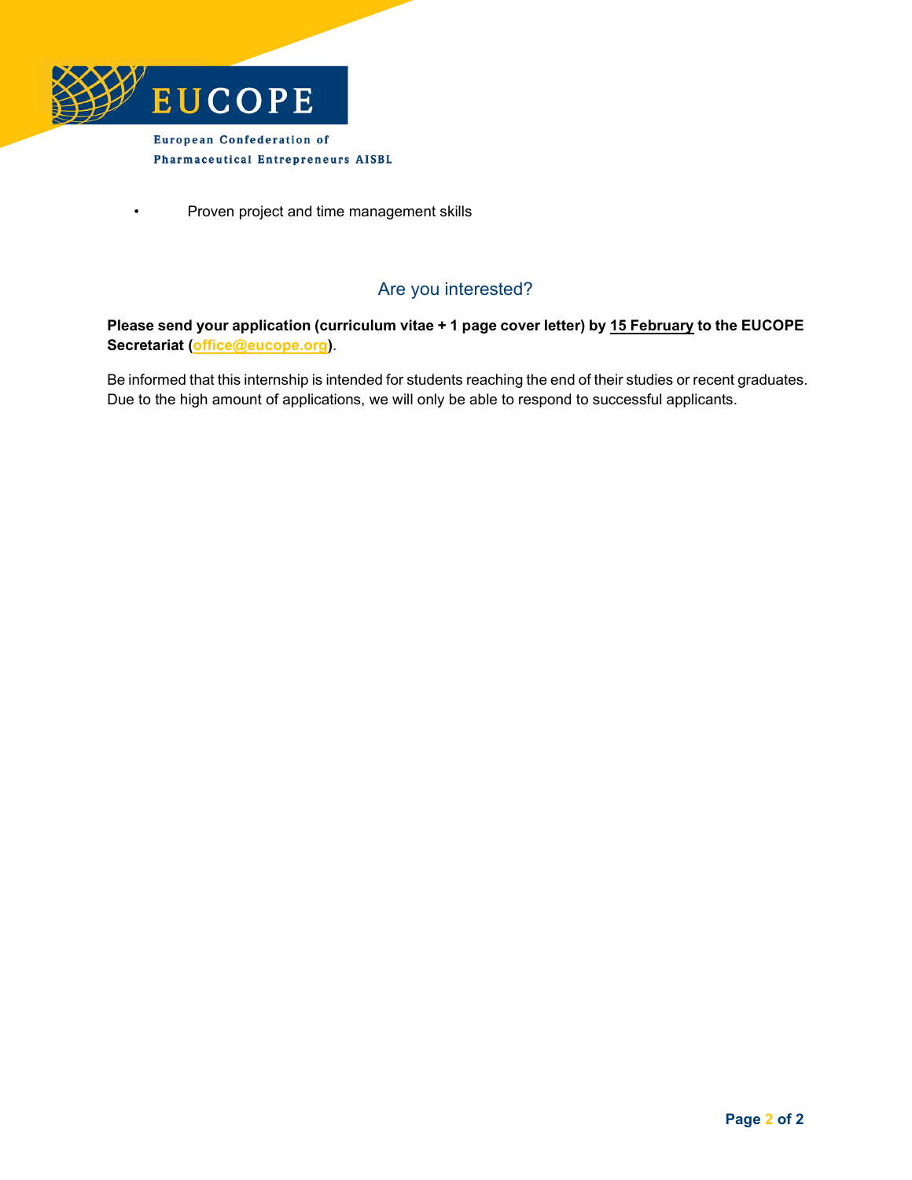- Proven project and time management skills

## Are you interested?

**Please send your application (curriculum vitae + 1 page cover letter) by 15 February to the EUCOPE Secretariat (office@eucope.org).**

Be informed that this internship is intended for students reaching the end of their studies or recent graduates. Due to the high amount of applications, we will only be able to respond to successful applicants.